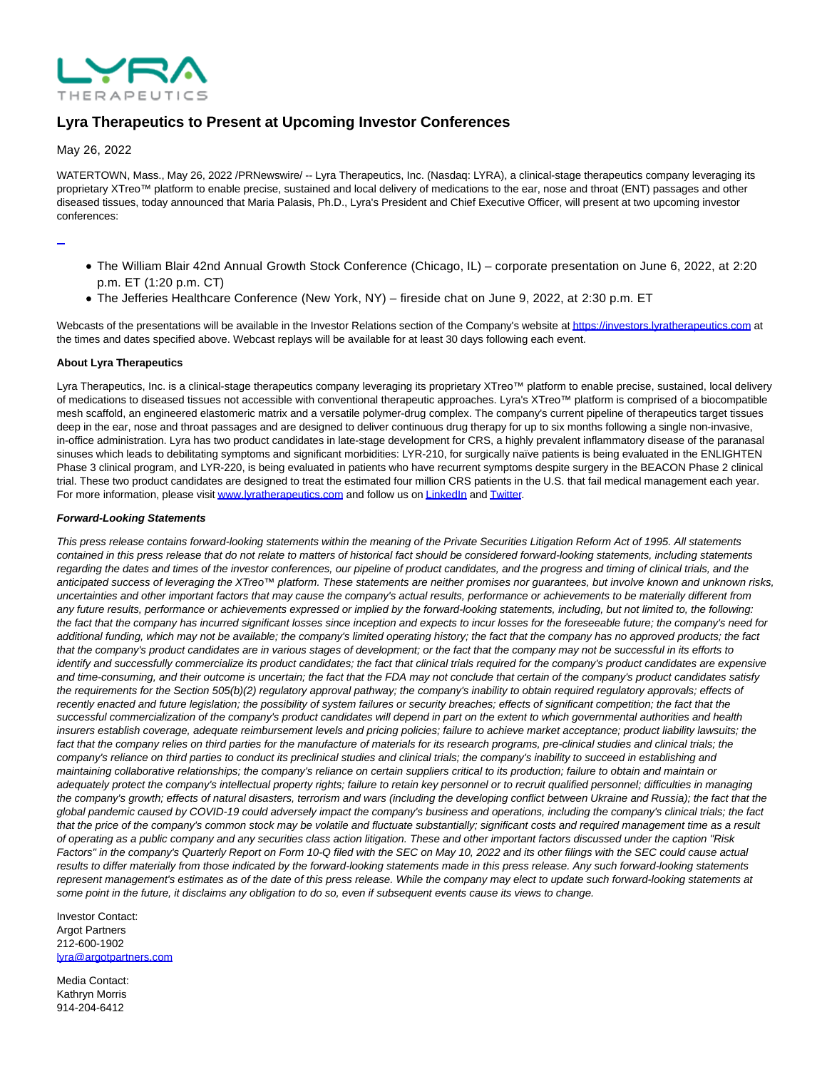# Lyra Therapeutics to Present at Upcoming Investor Conferences

May 26, 2022

WATERTOWN, Mass., May 26, 2022 /PRNewswire/ -- Lyra Therapeutics, Inc. (Nasdaq: LYRA), a clinical-stage therapeutics company leveraging its proprietary XTreo™ platform to enable precise, sustained and local delivery of medications to the ear, nose and throat (ENT) passages and other diseased tissues, today announced that Maria Palasis, Ph.D., Lyra's President and Chief Executive Officer, will present at two upcoming investor conferences:

- The William Blair 42nd Annual Growth Stock Conference (Chicago, IL) – corporate presentation on June 6, 2022, at 2:20 p.m. ET (1:20 p.m. CT)
- The Jefferies Healthcare Conference (New York, NY) – fireside chat on June 9, 2022, at 2:30 p.m. ET

Webcasts of the presentations will be available in the Investor Relations section of the Company's website at https://investors.lyratherapeutics.com at the times and dates specified above. Webcast replays will be available for at least 30 days following each event.

**About Lyra Therapeutics**

Lyra Therapeutics, Inc. is a clinical-stage therapeutics company leveraging its proprietary XTreo™ platform to enable precise, sustained, local delivery of medications to diseased tissues not accessible with conventional therapeutic approaches. Lyra's XTreo™ platform is comprised of a biocompatible mesh scaffold, an engineered elastomeric matrix and a versatile polymer-drug complex. The company's current pipeline of therapeutics target tissues deep in the ear, nose and throat passages and are designed to deliver continuous drug therapy for up to six months following a single non-invasive, in-office administration. Lyra has two product candidates in late-stage development for CRS, a highly prevalent inflammatory disease of the paranasal sinuses which leads to debilitating symptoms and significant morbidities: LYR-210, for surgically naïve patients is being evaluated in the ENLIGHTEN Phase 3 clinical program, and LYR-220, is being evaluated in patients who have recurrent symptoms despite surgery in the BEACON Phase 2 clinical trial. These two product candidates are designed to treat the estimated four million CRS patients in the U.S. that fail medical management each year. For more information, please visit www.lyratherapeutics.com and follow us on LinkedIn and Twitter.

***Forward-Looking Statements***

*This press release contains forward-looking statements within the meaning of the Private Securities Litigation Reform Act of 1995. All statements contained in this press release that do not relate to matters of historical fact should be considered forward-looking statements, including statements regarding the dates and times of the investor conferences, our pipeline of product candidates, and the progress and timing of clinical trials, and the anticipated success of leveraging the XTreo™ platform. These statements are neither promises nor guarantees, but involve known and unknown risks, uncertainties and other important factors that may cause the company's actual results, performance or achievements to be materially different from any future results, performance or achievements expressed or implied by the forward-looking statements, including, but not limited to, the following: the fact that the company has incurred significant losses since inception and expects to incur losses for the foreseeable future; the company's need for additional funding, which may not be available; the company's limited operating history; the fact that the company has no approved products; the fact that the company's product candidates are in various stages of development; or the fact that the company may not be successful in its efforts to identify and successfully commercialize its product candidates; the fact that clinical trials required for the company's product candidates are expensive and time-consuming, and their outcome is uncertain; the fact that the FDA may not conclude that certain of the company's product candidates satisfy the requirements for the Section 505(b)(2) regulatory approval pathway; the company's inability to obtain required regulatory approvals; effects of recently enacted and future legislation; the possibility of system failures or security breaches; effects of significant competition; the fact that the successful commercialization of the company's product candidates will depend in part on the extent to which governmental authorities and health insurers establish coverage, adequate reimbursement levels and pricing policies; failure to achieve market acceptance; product liability lawsuits; the fact that the company relies on third parties for the manufacture of materials for its research programs, pre-clinical studies and clinical trials; the company's reliance on third parties to conduct its preclinical studies and clinical trials; the company's inability to succeed in establishing and maintaining collaborative relationships; the company's reliance on certain suppliers critical to its production; failure to obtain and maintain or adequately protect the company's intellectual property rights; failure to retain key personnel or to recruit qualified personnel; difficulties in managing the company's growth; effects of natural disasters, terrorism and wars (including the developing conflict between Ukraine and Russia); the fact that the global pandemic caused by COVID-19 could adversely impact the company's business and operations, including the company's clinical trials; the fact that the price of the company's common stock may be volatile and fluctuate substantially; significant costs and required management time as a result of operating as a public company and any securities class action litigation. These and other important factors discussed under the caption "Risk Factors" in the company's Quarterly Report on Form 10-Q filed with the SEC on May 10, 2022 and its other filings with the SEC could cause actual results to differ materially from those indicated by the forward-looking statements made in this press release. Any such forward-looking statements represent management's estimates as of the date of this press release. While the company may elect to update such forward-looking statements at some point in the future, it disclaims any obligation to do so, even if subsequent events cause its views to change.*

Investor Contact:
Argot Partners
212-600-1902
lyra@argotpartners.com

Media Contact:
Kathryn Morris
914-204-6412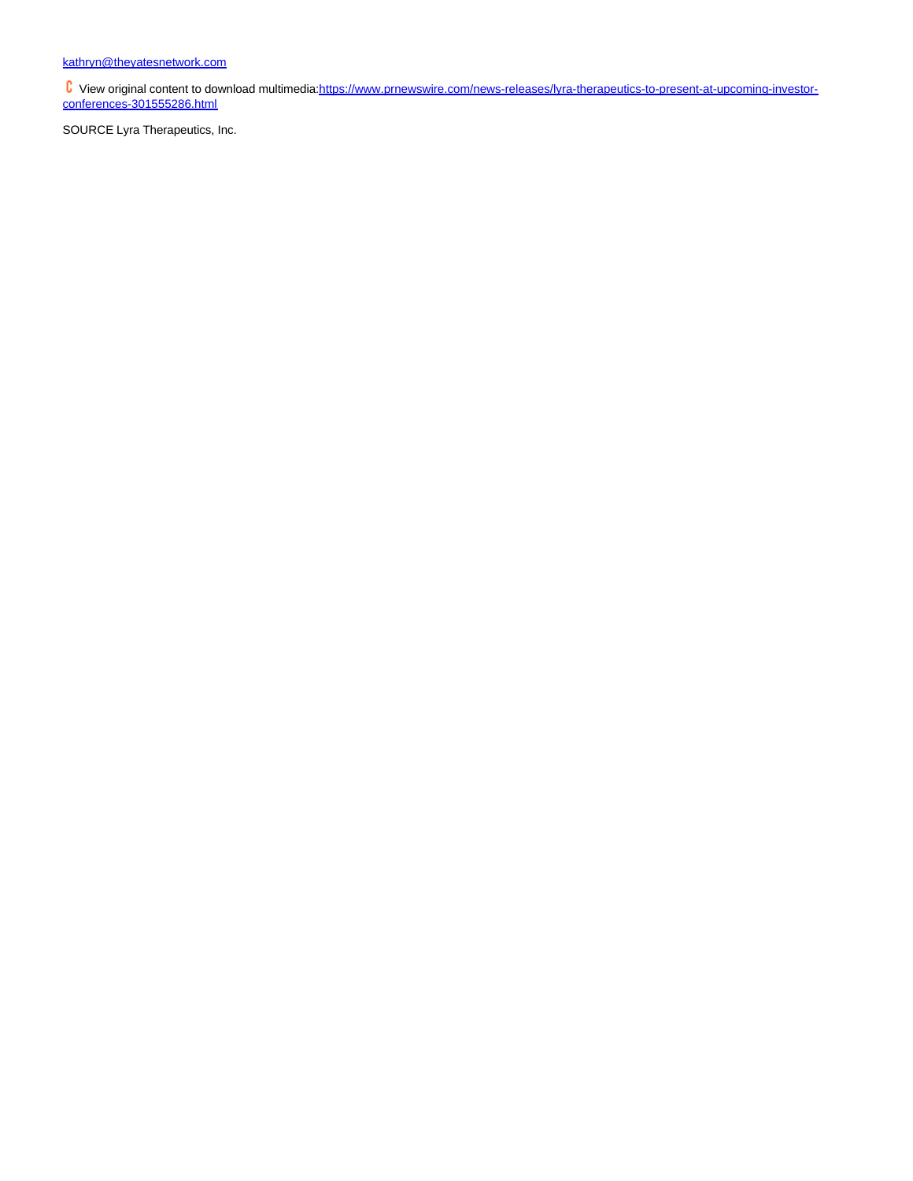kathryn@theyatesnetwork.com

View original content to download multimedia:https://www.prnewswire.com/news-releases/lyra-therapeutics-to-present-at-upcoming-investor-conferences-301555286.html

SOURCE Lyra Therapeutics, Inc.